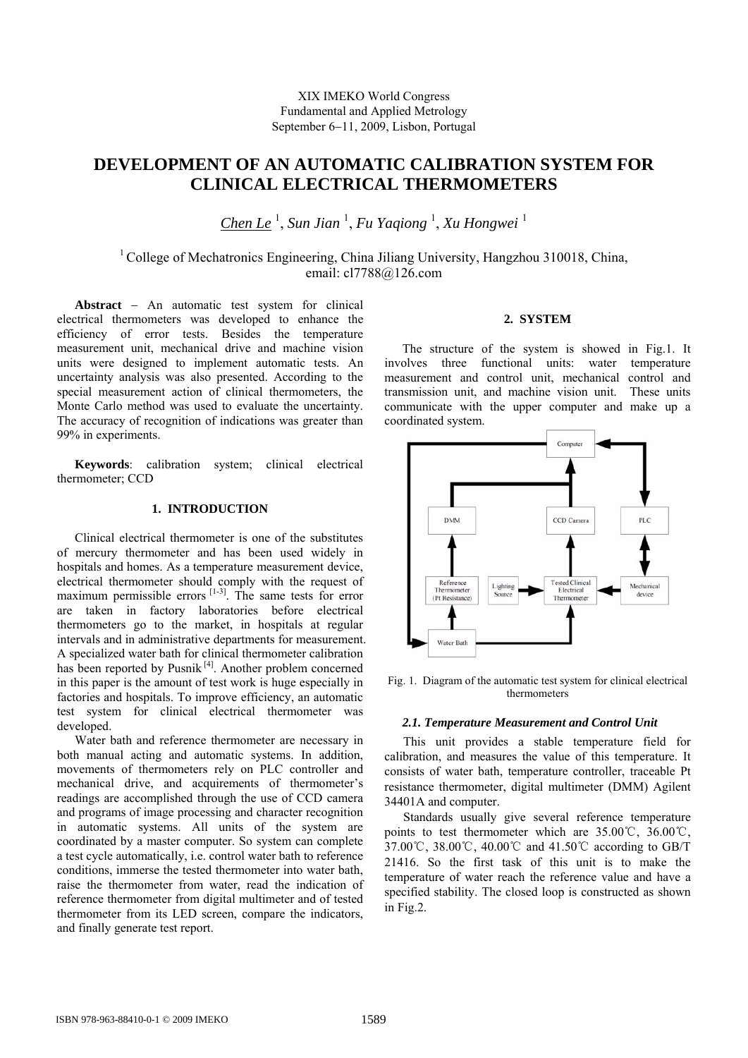XIX IMEKO World Congress
Fundamental and Applied Metrology
September 6−11, 2009, Lisbon, Portugal

# DEVELOPMENT OF AN AUTOMATIC CALIBRATION SYSTEM FOR CLINICAL ELECTRICAL THERMOMETERS

*Chen Le* [1], *Sun Jian* [1], *Fu Yaqiong* [1], *Xu Hongwei* [1]

[1] College of Mechatronics Engineering, China Jiliang University, Hangzhou 310018, China, email: cl7788@126.com

**Abstract** − An automatic test system for clinical electrical thermometers was developed to enhance the efficiency of error tests. Besides the temperature measurement unit, mechanical drive and machine vision units were designed to implement automatic tests. An uncertainty analysis was also presented. According to the special measurement action of clinical thermometers, the Monte Carlo method was used to evaluate the uncertainty. The accuracy of recognition of indications was greater than 99% in experiments.

**Keywords**: calibration system; clinical electrical thermometer; CCD

## 1. INTRODUCTION

Clinical electrical thermometer is one of the substitutes of mercury thermometer and has been used widely in hospitals and homes. As a temperature measurement device, electrical thermometer should comply with the request of maximum permissible errors [1-3]. The same tests for error are taken in factory laboratories before electrical thermometers go to the market, in hospitals at regular intervals and in administrative departments for measurement. A specialized water bath for clinical thermometer calibration has been reported by Pusnik [4]. Another problem concerned in this paper is the amount of test work is huge especially in factories and hospitals. To improve efficiency, an automatic test system for clinical electrical thermometer was developed.

Water bath and reference thermometer are necessary in both manual acting and automatic systems. In addition, movements of thermometers rely on PLC controller and mechanical drive, and acquirements of thermometer's readings are accomplished through the use of CCD camera and programs of image processing and character recognition in automatic systems. All units of the system are coordinated by a master computer. So system can complete a test cycle automatically, i.e. control water bath to reference conditions, immerse the tested thermometer into water bath, raise the thermometer from water, read the indication of reference thermometer from digital multimeter and of tested thermometer from its LED screen, compare the indicators, and finally generate test report.

## 2. SYSTEM

The structure of the system is showed in Fig.1. It involves three functional units: water temperature measurement and control unit, mechanical control and transmission unit, and machine vision unit. These units communicate with the upper computer and make up a coordinated system.

Fig. 1. Diagram of the automatic test system for clinical electrical thermometers

### *2.1. Temperature Measurement and Control Unit*

This unit provides a stable temperature field for calibration, and measures the value of this temperature. It consists of water bath, temperature controller, traceable Pt resistance thermometer, digital multimeter (DMM) Agilent 34401A and computer.

Standards usually give several reference temperature points to test thermometer which are 35.00℃, 36.00℃, 37.00℃, 38.00℃, 40.00℃ and 41.50℃ according to GB/T 21416. So the first task of this unit is to make the temperature of water reach the reference value and have a specified stability. The closed loop is constructed as shown in Fig.2.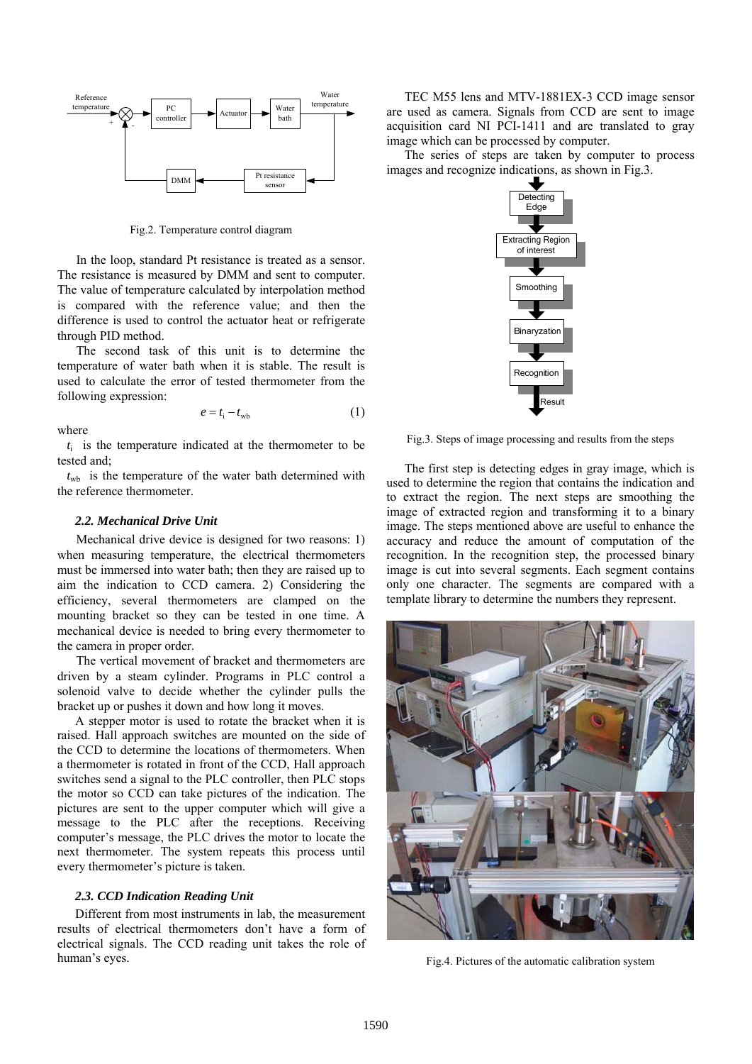Fig.2. Temperature control diagram

In the loop, standard Pt resistance is treated as a sensor. The resistance is measured by DMM and sent to computer. The value of temperature calculated by interpolation method is compared with the reference value; and then the difference is used to control the actuator heat or refrigerate through PID method.

The second task of this unit is to determine the temperature of water bath when it is stable. The result is used to calculate the error of tested thermometer from the following expression:

$$e = t_i - t_{wb} \tag{1}$$

where

$t_i$ is the temperature indicated at the thermometer to be tested and;

$t_{wb}$ is the temperature of the water bath determined with the reference thermometer.

### 2.2. Mechanical Drive Unit

Mechanical drive device is designed for two reasons: 1) when measuring temperature, the electrical thermometers must be immersed into water bath; then they are raised up to aim the indication to CCD camera. 2) Considering the efficiency, several thermometers are clamped on the mounting bracket so they can be tested in one time. A mechanical device is needed to bring every thermometer to the camera in proper order.

The vertical movement of bracket and thermometers are driven by a steam cylinder. Programs in PLC control a solenoid valve to decide whether the cylinder pulls the bracket up or pushes it down and how long it moves.

A stepper motor is used to rotate the bracket when it is raised. Hall approach switches are mounted on the side of the CCD to determine the locations of thermometers. When a thermometer is rotated in front of the CCD, Hall approach switches send a signal to the PLC controller, then PLC stops the motor so CCD can take pictures of the indication. The pictures are sent to the upper computer which will give a message to the PLC after the receptions. Receiving computer's message, the PLC drives the motor to locate the next thermometer. The system repeats this process until every thermometer's picture is taken.

### 2.3. CCD Indication Reading Unit

Different from most instruments in lab, the measurement results of electrical thermometers don't have a form of electrical signals. The CCD reading unit takes the role of human's eyes.

TEC M55 lens and MTV-1881EX-3 CCD image sensor are used as camera. Signals from CCD are sent to image acquisition card NI PCI-1411 and are translated to gray image which can be processed by computer.

The series of steps are taken by computer to process images and recognize indications, as shown in Fig.3.

Fig.3. Steps of image processing and results from the steps

The first step is detecting edges in gray image, which is used to determine the region that contains the indication and to extract the region. The next steps are smoothing the image of extracted region and transforming it to a binary image. The steps mentioned above are useful to enhance the accuracy and reduce the amount of computation of the recognition. In the recognition step, the processed binary image is cut into several segments. Each segment contains only one character. The segments are compared with a template library to determine the numbers they represent.

Fig.4. Pictures of the automatic calibration system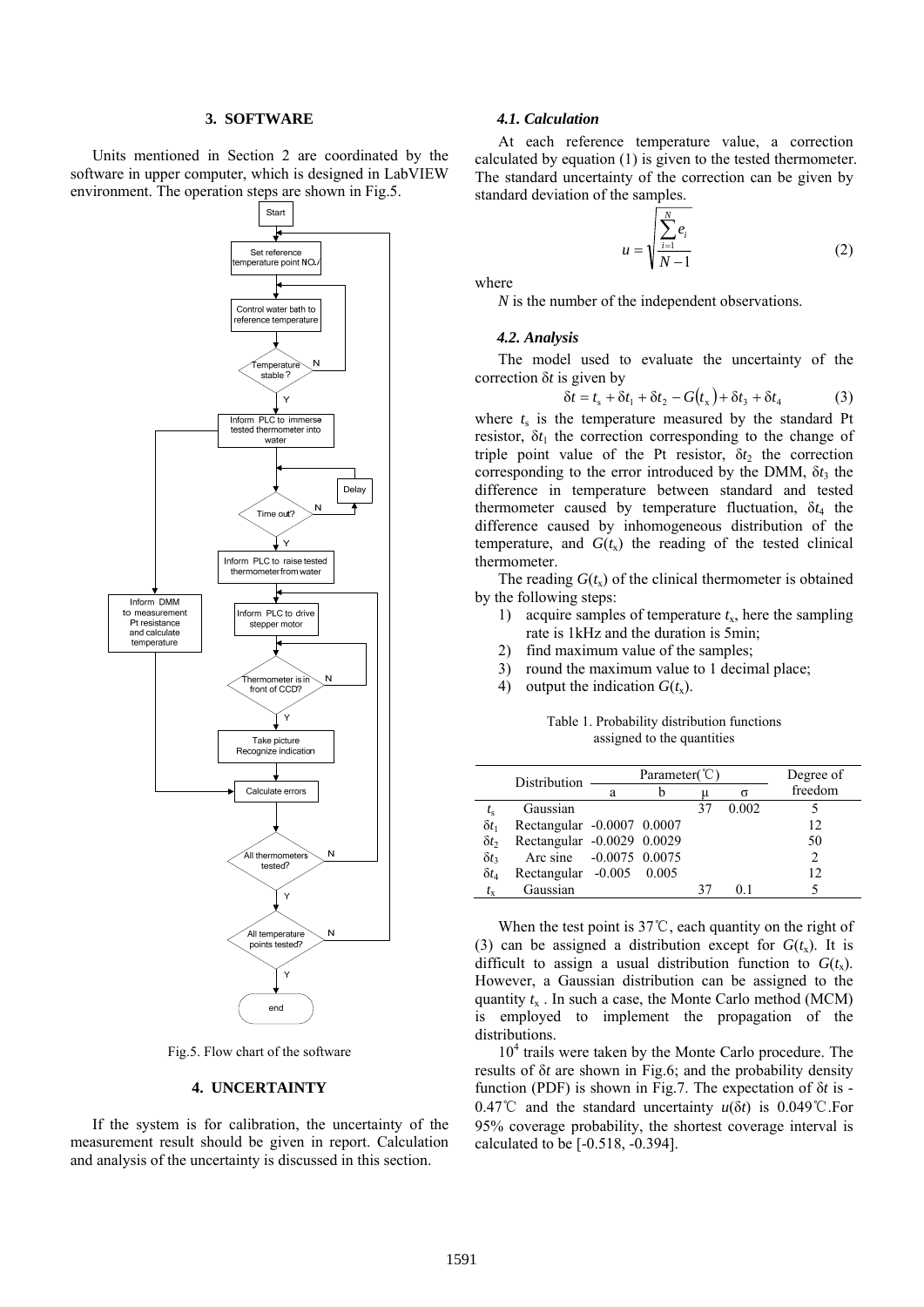## 3. SOFTWARE

Units mentioned in Section 2 are coordinated by the software in upper computer, which is designed in LabVIEW environment. The operation steps are shown in Fig.5.

Fig.5. Flow chart of the software

## 4. UNCERTAINTY

If the system is for calibration, the uncertainty of the measurement result should be given in report. Calculation and analysis of the uncertainty is discussed in this section.

### 4.1. Calculation

At each reference temperature value, a correction calculated by equation (1) is given to the tested thermometer. The standard uncertainty of the correction can be given by standard deviation of the samples.

$$u = \sqrt{\frac{\sum_{i=1}^{N} e_i}{N-1}} \tag{2}$$

where

$N$ is the number of the independent observations.

### 4.2. Analysis

The model used to evaluate the uncertainty of the correction $\delta t$ is given by

$$\delta t = t_s + \delta t_1 + \delta t_2 - G(t_x) + \delta t_3 + \delta t_4 \tag{3}$$

where $t_s$ is the temperature measured by the standard Pt resistor, $\delta t_1$ the correction corresponding to the change of triple point value of the Pt resistor, $\delta t_2$ the correction corresponding to the error introduced by the DMM, $\delta t_3$ the difference in temperature between standard and tested thermometer caused by temperature fluctuation, $\delta t_4$ the difference caused by inhomogeneous distribution of the temperature, and $G(t_x)$ the reading of the tested clinical thermometer.

The reading $G(t_x)$ of the clinical thermometer is obtained by the following steps:

1) acquire samples of temperature $t_x$, here the sampling rate is 1kHz and the duration is 5min;
2) find maximum value of the samples;
3) round the maximum value to 1 decimal place;
4) output the indication $G(t_x)$.

Table 1. Probability distribution functions assigned to the quantities

| | Distribution | Parameter(℃) | | | | Degree of freedom |
|---|---|---|---|---|---|---|
| | | a | b | μ | σ | |
| $t_s$ | Gaussian | | | 37 | 0.002 | 5 |
| $\delta t_1$ | Rectangular | -0.0007 | 0.0007 | | | 12 |
| $\delta t_2$ | Rectangular | -0.0029 | 0.0029 | | | 50 |
| $\delta t_3$ | Arc sine | -0.0075 | 0.0075 | | | 2 |
| $\delta t_4$ | Rectangular | -0.005 | 0.005 | | | 12 |
| $t_x$ | Gaussian | | | 37 | 0.1 | 5 |

When the test point is 37℃, each quantity on the right of (3) can be assigned a distribution except for $G(t_x)$. It is difficult to assign a usual distribution function to $G(t_x)$. However, a Gaussian distribution can be assigned to the quantity $t_x$ . In such a case, the Monte Carlo method (MCM) is employed to implement the propagation of the distributions.

$10^4$ trails were taken by the Monte Carlo procedure. The results of $\delta t$ are shown in Fig.6; and the probability density function (PDF) is shown in Fig.7. The expectation of $\delta t$ is -0.47℃ and the standard uncertainty $u(\delta t)$ is 0.049℃.For 95% coverage probability, the shortest coverage interval is calculated to be [-0.518, -0.394].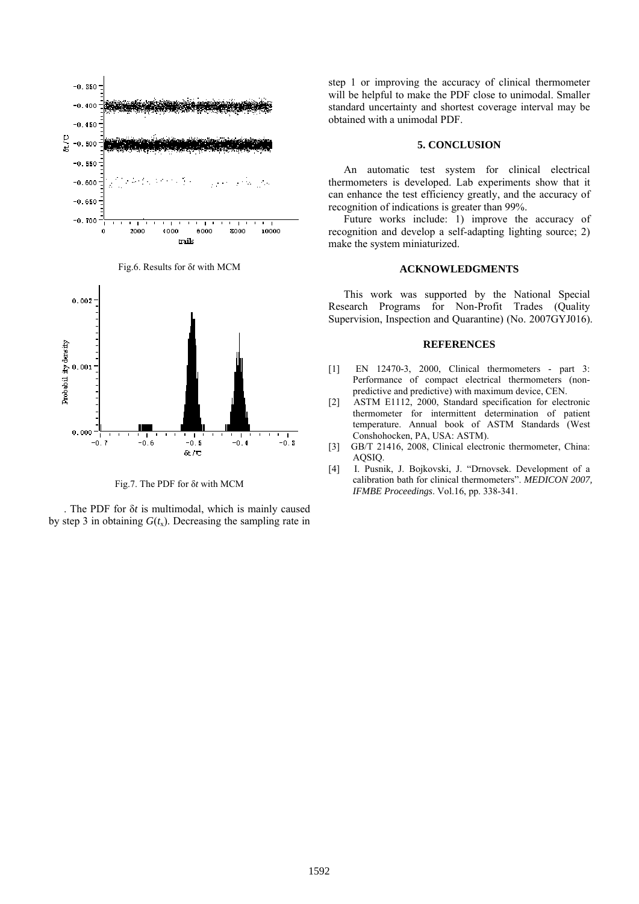-0.350
-0.400
-0.450
δt/℃ -0.500
-0.550
-0.600
-0.650
-0.700
0 2000 4000 6000 8000 10000
trails

Fig.6. Results for δ*t* with MCM

0.002
Probability density 0.001
0.000
-0.7 -0.6 -0.5 -0.4 -0.3
δt/℃

Fig.7. The PDF for δ*t* with MCM

. The PDF for δ*t* is multimodal, which is mainly caused by step 3 in obtaining $G(t_x)$. Decreasing the sampling rate in step 1 or improving the accuracy of clinical thermometer will be helpful to make the PDF close to unimodal. Smaller standard uncertainty and shortest coverage interval may be obtained with a unimodal PDF.

## 5. CONCLUSION

An automatic test system for clinical electrical thermometers is developed. Lab experiments show that it can enhance the test efficiency greatly, and the accuracy of recognition of indications is greater than 99%.

Future works include: 1) improve the accuracy of recognition and develop a self-adapting lighting source; 2) make the system miniaturized.

## ACKNOWLEDGMENTS

This work was supported by the National Special Research Programs for Non-Profit Trades (Quality Supervision, Inspection and Quarantine) (No. 2007GYJ016).

## REFERENCES

[1] EN 12470-3, 2000, Clinical thermometers - part 3: Performance of compact electrical thermometers (non-predictive and predictive) with maximum device, CEN.

[2] ASTM E1112, 2000, Standard specification for electronic thermometer for intermittent determination of patient temperature. Annual book of ASTM Standards (West Conshohocken, PA, USA: ASTM).

[3] GB/T 21416, 2008, Clinical electronic thermometer, China: AQSIQ.

[4] I. Pusnik, J. Bojkovski, J. "Drnovsek. Development of a calibration bath for clinical thermometers". *MEDICON 2007, IFMBE Proceedings*. Vol.16, pp. 338-341.